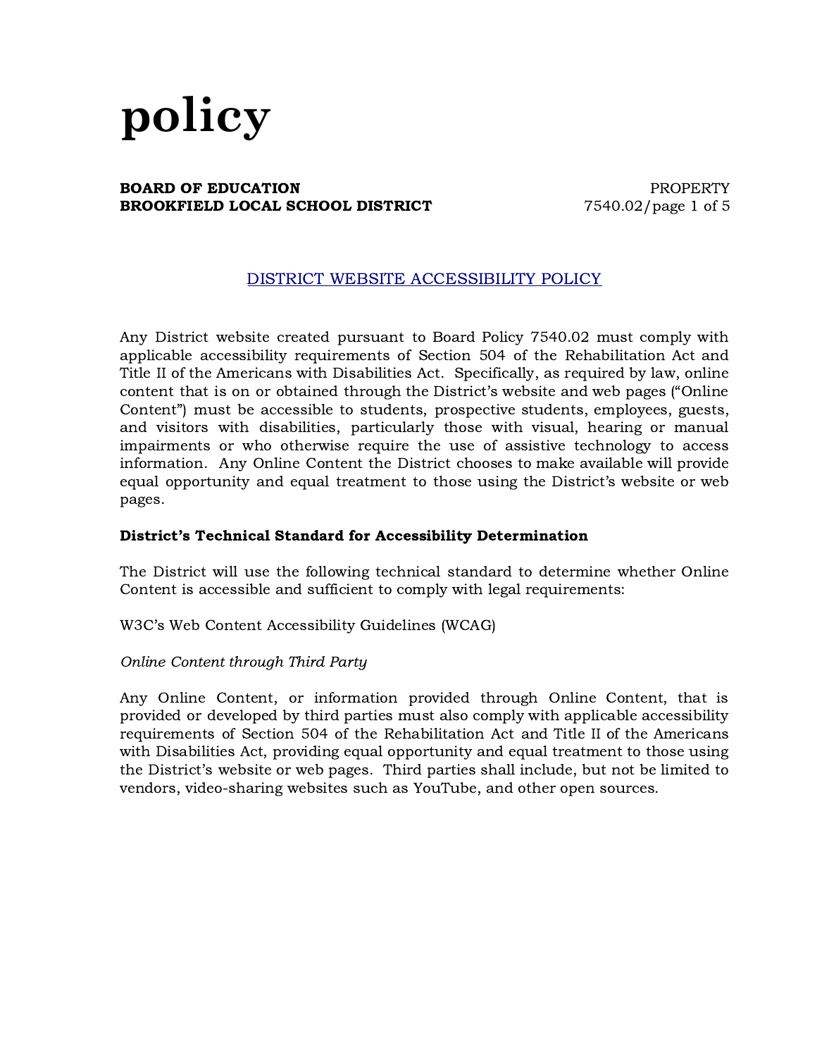# policy

**BOARD OF EDUCATION**
**BROOKFIELD LOCAL SCHOOL DISTRICT**

PROPERTY
7540.02

## DISTRICT WEBSITE ACCESSIBILITY POLICY

Any District website created pursuant to Board Policy 7540.02 must comply with applicable accessibility requirements of Section 504 of the Rehabilitation Act and Title II of the Americans with Disabilities Act. Specifically, as required by law, online content that is on or obtained through the District's website and web pages ("Online Content") must be accessible to students, prospective students, employees, guests, and visitors with disabilities, particularly those with visual, hearing or manual impairments or who otherwise require the use of assistive technology to access information. Any Online Content the District chooses to make available will provide equal opportunity and equal treatment to those using the District's website or web pages.

**District's Technical Standard for Accessibility Determination**

The District will use the following technical standard to determine whether Online Content is accessible and sufficient to comply with legal requirements:

W3C's Web Content Accessibility Guidelines (WCAG)

*Online Content through Third Party*

Any Online Content, or information provided through Online Content, that is provided or developed by third parties must also comply with applicable accessibility requirements of Section 504 of the Rehabilitation Act and Title II of the Americans with Disabilities Act, providing equal opportunity and equal treatment to those using the District's website or web pages. Third parties shall include, but not be limited to vendors, video-sharing websites such as YouTube, and other open sources.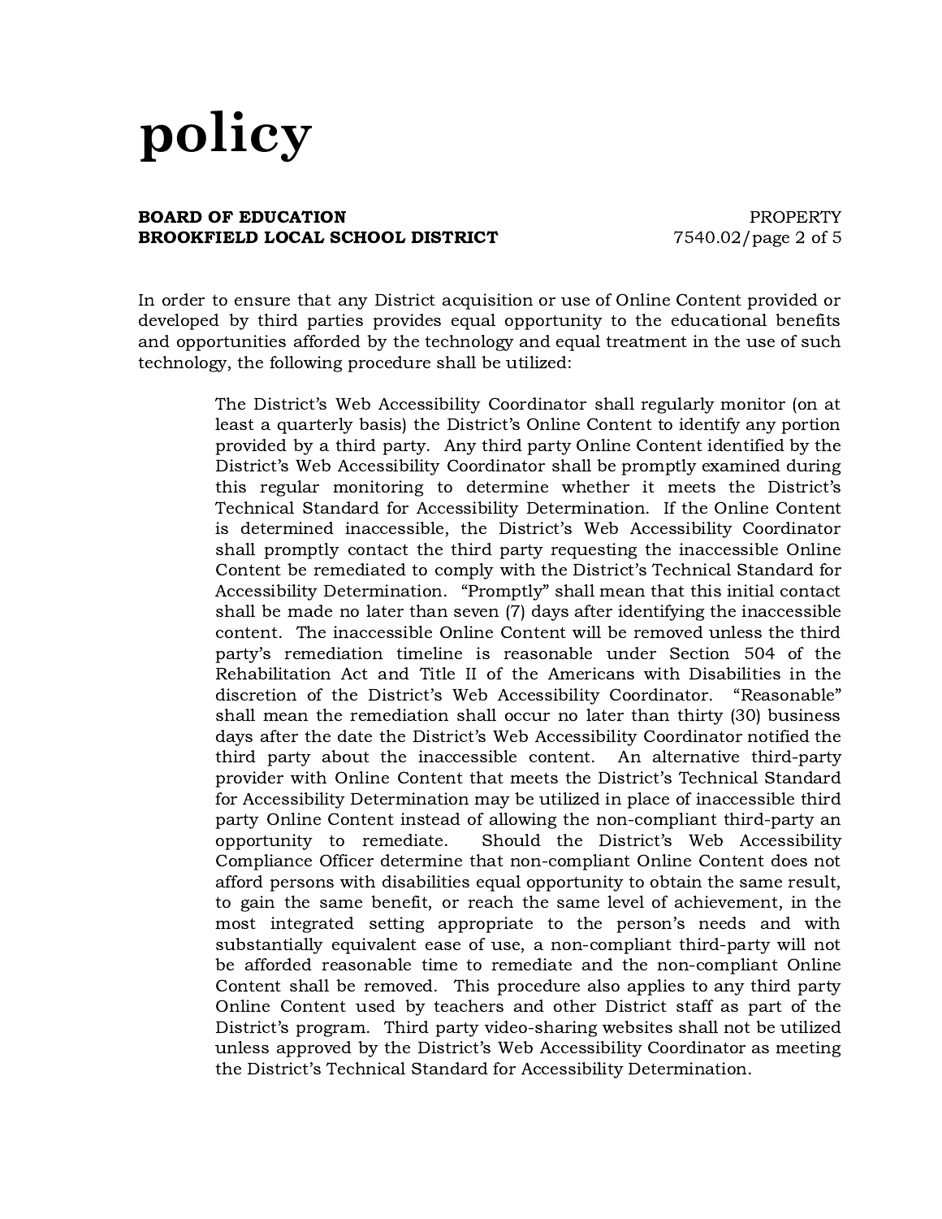In order to ensure that any District acquisition or use of Online Content provided or developed by third parties provides equal opportunity to the educational benefits and opportunities afforded by the technology and equal treatment in the use of such technology, the following procedure shall be utilized:

> The District's Web Accessibility Coordinator shall regularly monitor (on at least a quarterly basis) the District's Online Content to identify any portion provided by a third party. Any third party Online Content identified by the District's Web Accessibility Coordinator shall be promptly examined during this regular monitoring to determine whether it meets the District's Technical Standard for Accessibility Determination. If the Online Content is determined inaccessible, the District's Web Accessibility Coordinator shall promptly contact the third party requesting the inaccessible Online Content be remediated to comply with the District's Technical Standard for Accessibility Determination. "Promptly" shall mean that this initial contact shall be made no later than seven (7) days after identifying the inaccessible content. The inaccessible Online Content will be removed unless the third party's remediation timeline is reasonable under Section 504 of the Rehabilitation Act and Title II of the Americans with Disabilities in the discretion of the District's Web Accessibility Coordinator. "Reasonable" shall mean the remediation shall occur no later than thirty (30) business days after the date the District's Web Accessibility Coordinator notified the third party about the inaccessible content. An alternative third-party provider with Online Content that meets the District's Technical Standard for Accessibility Determination may be utilized in place of inaccessible third party Online Content instead of allowing the non-compliant third-party an opportunity to remediate. Should the District's Web Accessibility Compliance Officer determine that non-compliant Online Content does not afford persons with disabilities equal opportunity to obtain the same result, to gain the same benefit, or reach the same level of achievement, in the most integrated setting appropriate to the person's needs and with substantially equivalent ease of use, a non-compliant third-party will not be afforded reasonable time to remediate and the non-compliant Online Content shall be removed. This procedure also applies to any third party Online Content used by teachers and other District staff as part of the District's program. Third party video-sharing websites shall not be utilized unless approved by the District's Web Accessibility Coordinator as meeting the District's Technical Standard for Accessibility Determination.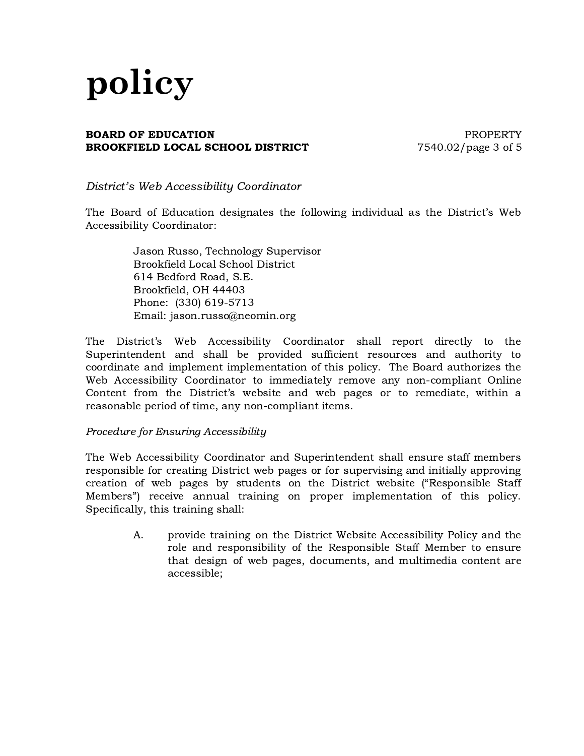*District's Web Accessibility Coordinator*

The Board of Education designates the following individual as the District's Web Accessibility Coordinator:

> Jason Russo, Technology Supervisor
> Brookfield Local School District
> 614 Bedford Road, S.E.
> Brookfield, OH 44403
> Phone: (330) 619-5713
> Email: jason.russo@neomin.org

The District's Web Accessibility Coordinator shall report directly to the Superintendent and shall be provided sufficient resources and authority to coordinate and implement implementation of this policy. The Board authorizes the Web Accessibility Coordinator to immediately remove any non-compliant Online Content from the District's website and web pages or to remediate, within a reasonable period of time, any non-compliant items.

*Procedure for Ensuring Accessibility*

The Web Accessibility Coordinator and Superintendent shall ensure staff members responsible for creating District web pages or for supervising and initially approving creation of web pages by students on the District website ("Responsible Staff Members") receive annual training on proper implementation of this policy. Specifically, this training shall:

A. provide training on the District Website Accessibility Policy and the role and responsibility of the Responsible Staff Member to ensure that design of web pages, documents, and multimedia content are accessible;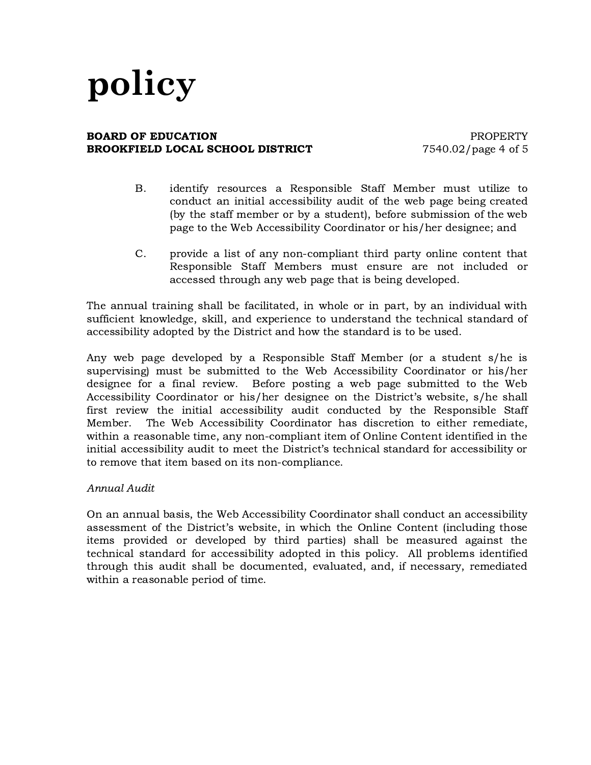B. identify resources a Responsible Staff Member must utilize to conduct an initial accessibility audit of the web page being created (by the staff member or by a student), before submission of the web page to the Web Accessibility Coordinator or his/her designee; and

C. provide a list of any non-compliant third party online content that Responsible Staff Members must ensure are not included or accessed through any web page that is being developed.

The annual training shall be facilitated, in whole or in part, by an individual with sufficient knowledge, skill, and experience to understand the technical standard of accessibility adopted by the District and how the standard is to be used.

Any web page developed by a Responsible Staff Member (or a student s/he is supervising) must be submitted to the Web Accessibility Coordinator or his/her designee for a final review. Before posting a web page submitted to the Web Accessibility Coordinator or his/her designee on the District's website, s/he shall first review the initial accessibility audit conducted by the Responsible Staff Member. The Web Accessibility Coordinator has discretion to either remediate, within a reasonable time, any non-compliant item of Online Content identified in the initial accessibility audit to meet the District's technical standard for accessibility or to remove that item based on its non-compliance.

*Annual Audit*

On an annual basis, the Web Accessibility Coordinator shall conduct an accessibility assessment of the District's website, in which the Online Content (including those items provided or developed by third parties) shall be measured against the technical standard for accessibility adopted in this policy. All problems identified through this audit shall be documented, evaluated, and, if necessary, remediated within a reasonable period of time.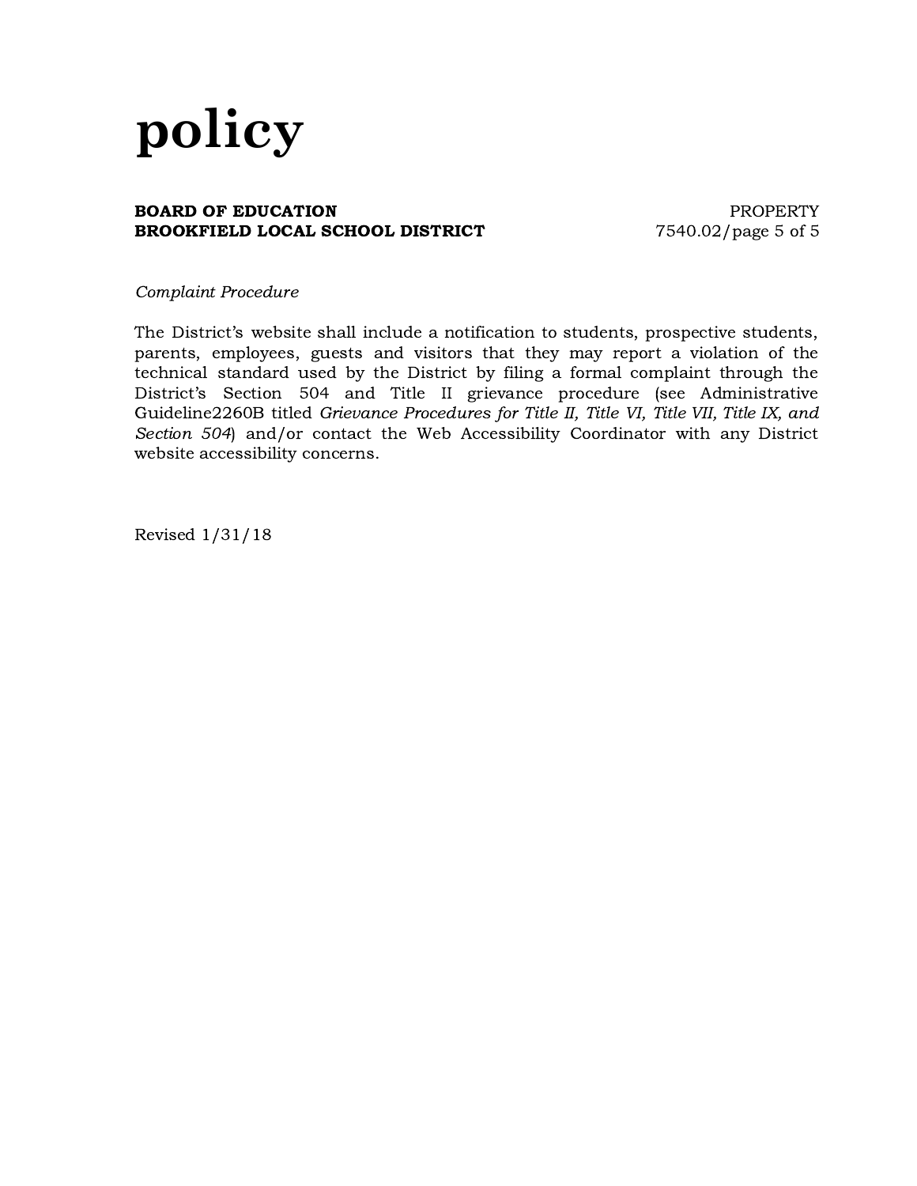*Complaint Procedure*

The District's website shall include a notification to students, prospective students, parents, employees, guests and visitors that they may report a violation of the technical standard used by the District by filing a formal complaint through the District's Section 504 and Title II grievance procedure (see Administrative Guideline2260B titled *Grievance Procedures for Title II, Title VI, Title VII, Title IX, and Section 504*) and/or contact the Web Accessibility Coordinator with any District website accessibility concerns.

Revised 1/31/18